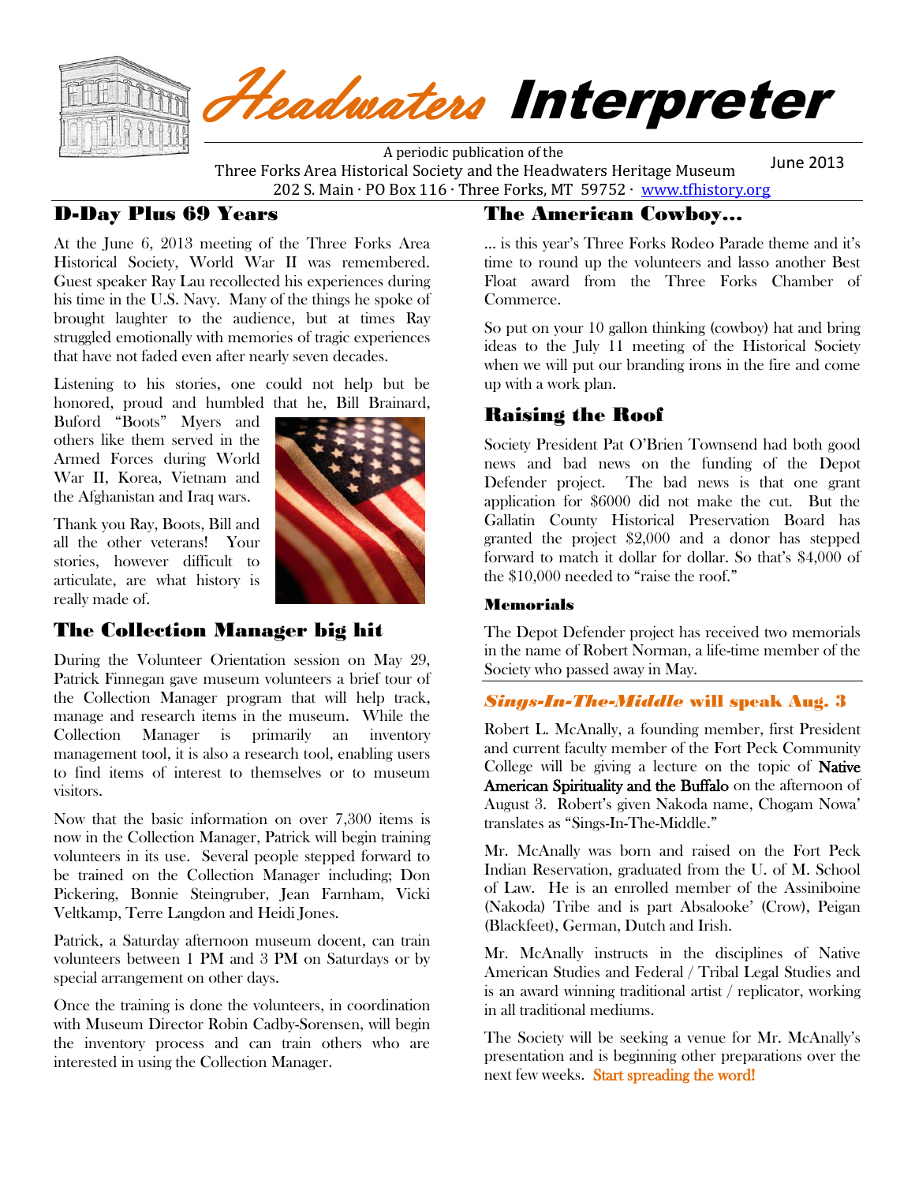# *Headwaters* Interpreter

A periodic publication of the
Three Forks Area Historical Society and the Headwaters Heritage Museum
202 S. Main · PO Box 116 · Three Forks, MT 59752 · www.tfhistory.org

June 2013

## D-Day Plus 69 Years

At the June 6, 2013 meeting of the Three Forks Area Historical Society, World War II was remembered. Guest speaker Ray Lau recollected his experiences during his time in the U.S. Navy. Many of the things he spoke of brought laughter to the audience, but at times Ray struggled emotionally with memories of tragic experiences that have not faded even after nearly seven decades.

Listening to his stories, one could not help but be honored, proud and humbled that he, Bill Brainard, Buford "Boots" Myers and others like them served in the Armed Forces during World War II, Korea, Vietnam and the Afghanistan and Iraq wars.

Thank you Ray, Boots, Bill and all the other veterans! Your stories, however difficult to articulate, are what history is really made of.

## The Collection Manager big hit

During the Volunteer Orientation session on May 29, Patrick Finnegan gave museum volunteers a brief tour of the Collection Manager program that will help track, manage and research items in the museum. While the Collection Manager is primarily an inventory management tool, it is also a research tool, enabling users to find items of interest to themselves or to museum visitors.

Now that the basic information on over 7,300 items is now in the Collection Manager, Patrick will begin training volunteers in its use. Several people stepped forward to be trained on the Collection Manager including; Don Pickering, Bonnie Steingruber, Jean Farnham, Vicki Veltkamp, Terre Langdon and Heidi Jones.

Patrick, a Saturday afternoon museum docent, can train volunteers between 1 PM and 3 PM on Saturdays or by special arrangement on other days.

Once the training is done the volunteers, in coordination with Museum Director Robin Cadby-Sorensen, will begin the inventory process and can train others who are interested in using the Collection Manager.

## The American Cowboy…

… is this year's Three Forks Rodeo Parade theme and it's time to round up the volunteers and lasso another Best Float award from the Three Forks Chamber of Commerce.

So put on your 10 gallon thinking (cowboy) hat and bring ideas to the July 11 meeting of the Historical Society when we will put our branding irons in the fire and come up with a work plan.

## Raising the Roof

Society President Pat O'Brien Townsend had both good news and bad news on the funding of the Depot Defender project. The bad news is that one grant application for $6000 did not make the cut. But the Gallatin County Historical Preservation Board has granted the project $2,000 and a donor has stepped forward to match it dollar for dollar. So that's $4,000 of the $10,000 needed to "raise the roof."

### Memorials

The Depot Defender project has received two memorials in the name of Robert Norman, a life-time member of the Society who passed away in May.

## *Sings-In-The-Middle* will speak Aug. 3

Robert L. McAnally, a founding member, first President and current faculty member of the Fort Peck Community College will be giving a lecture on the topic of **Native American Spirituality and the Buffalo** on the afternoon of August 3. Robert's given Nakoda name, Chogam Nowa' translates as "Sings-In-The-Middle."

Mr. McAnally was born and raised on the Fort Peck Indian Reservation, graduated from the U. of M. School of Law. He is an enrolled member of the Assiniboine (Nakoda) Tribe and is part Absalooke' (Crow), Peigan (Blackfeet), German, Dutch and Irish.

Mr. McAnally instructs in the disciplines of Native American Studies and Federal / Tribal Legal Studies and is an award winning traditional artist / replicator, working in all traditional mediums.

The Society will be seeking a venue for Mr. McAnally's presentation and is beginning other preparations over the next few weeks. **Start spreading the word!**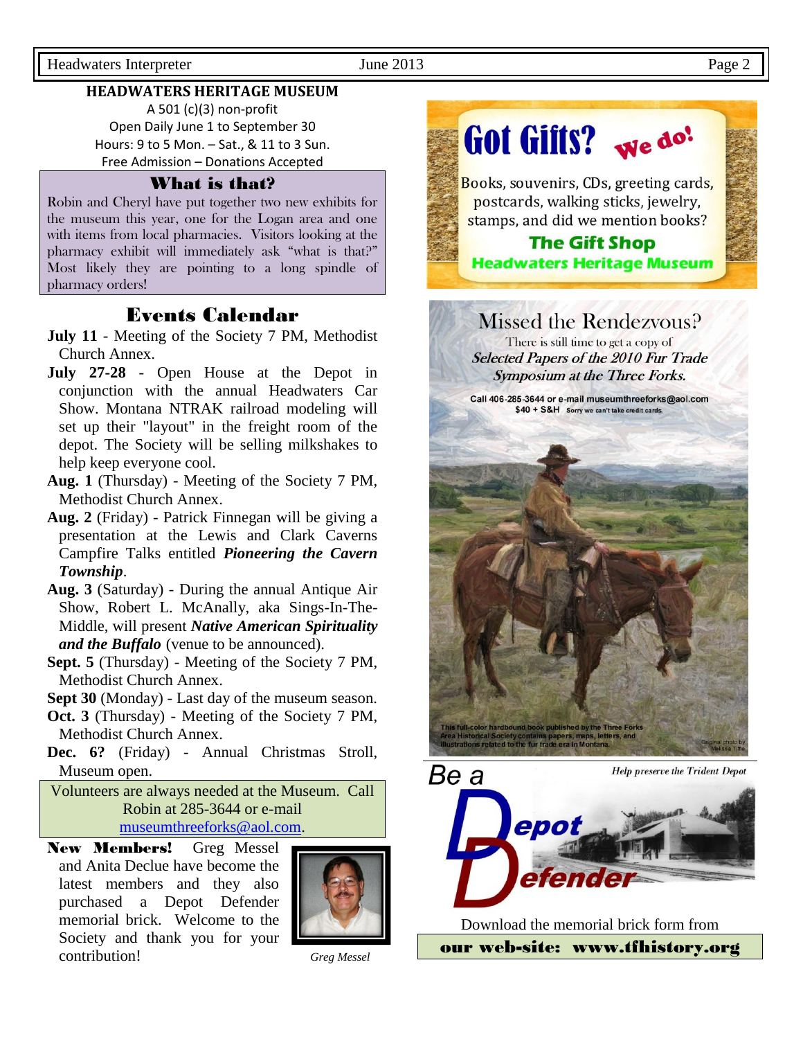## HEADWATERS HERITAGE MUSEUM

A 501 (c)(3) non-profit
Open Daily June 1 to September 30
Hours: 9 to 5 Mon. – Sat., & 11 to 3 Sun.
Free Admission – Donations Accepted

### What is that?

Robin and Cheryl have put together two new exhibits for the museum this year, one for the Logan area and one with items from local pharmacies. Visitors looking at the pharmacy exhibit will immediately ask "what is that?" Most likely they are pointing to a long spindle of pharmacy orders!

## Events Calendar

**July 11** - Meeting of the Society 7 PM, Methodist Church Annex.

**July 27-28** - Open House at the Depot in conjunction with the annual Headwaters Car Show. Montana NTRAK railroad modeling will set up their "layout" in the freight room of the depot. The Society will be selling milkshakes to help keep everyone cool.

**Aug. 1** (Thursday) - Meeting of the Society 7 PM, Methodist Church Annex.

**Aug. 2** (Friday) - Patrick Finnegan will be giving a presentation at the Lewis and Clark Caverns Campfire Talks entitled ***Pioneering the Cavern Township***.

**Aug. 3** (Saturday) - During the annual Antique Air Show, Robert L. McAnally, aka Sings-In-The-Middle, will present ***Native American Spirituality and the Buffalo*** (venue to be announced).

**Sept. 5** (Thursday) - Meeting of the Society 7 PM, Methodist Church Annex.

**Sept 30** (Monday) - Last day of the museum season.

**Oct. 3** (Thursday) - Meeting of the Society 7 PM, Methodist Church Annex.

**Dec. 6?** (Friday) - Annual Christmas Stroll, Museum open.

Volunteers are always needed at the Museum. Call Robin at 285-3644 or e-mail museumthreeforks@aol.com.

**New Members!** Greg Messel and Anita Declue have become the latest members and they also purchased a Depot Defender memorial brick. Welcome to the Society and thank you for your contribution!

*Greg Messel*

## Got Gifts? We do!

Books, souvenirs, CDs, greeting cards, postcards, walking sticks, jewelry, stamps, and did we mention books?

**The Gift Shop**
**Headwaters Heritage Museum**

## Missed the Rendezvous?

There is still time to get a copy of
*Selected Papers of the 2010 Fur Trade Symposium at the Three Forks.*

Call 406-285-3644 or e-mail museumthreeforks@aol.com
$40 + S&H Sorry we can't take credit cards.

This full-color hardbound book published by the Three Forks Area Historical Society contains papers, maps, letters, and illustrations related to the fur trade era in Montana.

Original photo by Melissa Tiffe

## Be a Depot Defender

*Help preserve the Trident Depot*

Download the memorial brick form from

**our web-site: www.tfhistory.org**